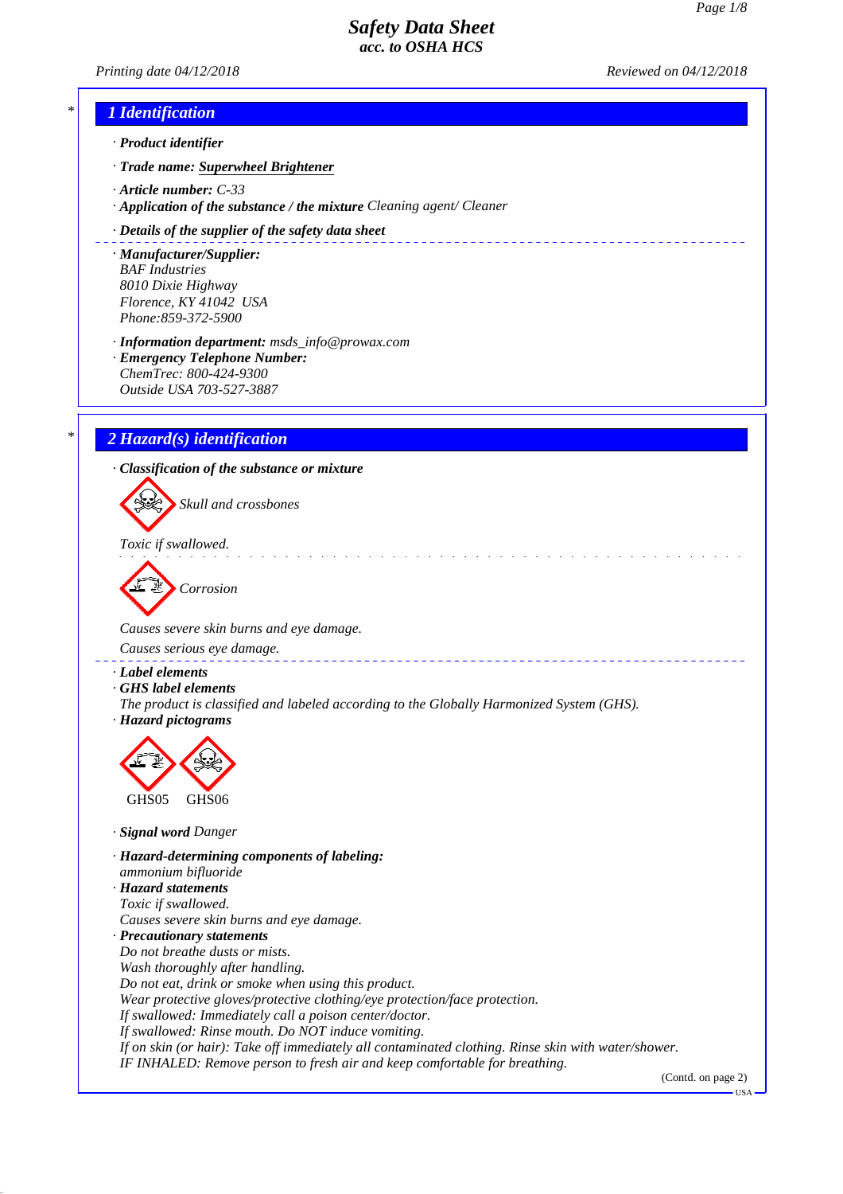# Safety Data Sheet
## acc. to OSHA HCS

*Printing date 04/12/2018* *Reviewed on 04/12/2018*

## 1 Identification

· **Product identifier**

· **Trade name:** **Superwheel Brightener**

· **Article number:** C-33

· **Application of the substance / the mixture** Cleaning agent/ Cleaner

· **Details of the supplier of the safety data sheet**

· **Manufacturer/Supplier:**
BAF Industries
8010 Dixie Highway
Florence, KY 41042 USA
Phone:859-372-5900

· **Information department:** msds_info@prowax.com

· **Emergency Telephone Number:**
ChemTrec: 800-424-9300
Outside USA 703-527-3887

## 2 Hazard(s) identification

· **Classification of the substance or mixture**

Skull and crossbones

Toxic if swallowed.

Corrosion

Causes severe skin burns and eye damage.
Causes serious eye damage.

· **Label elements**

· **GHS label elements**
The product is classified and labeled according to the Globally Harmonized System (GHS).

· **Hazard pictograms**

GHS05 GHS06

· **Signal word** Danger

· **Hazard-determining components of labeling:**
ammonium bifluoride

· **Hazard statements**
Toxic if swallowed.
Causes severe skin burns and eye damage.

· **Precautionary statements**
Do not breathe dusts or mists.
Wash thoroughly after handling.
Do not eat, drink or smoke when using this product.
Wear protective gloves/protective clothing/eye protection/face protection.
If swallowed: Immediately call a poison center/doctor.
If swallowed: Rinse mouth. Do NOT induce vomiting.
If on skin (or hair): Take off immediately all contaminated clothing. Rinse skin with water/shower.
IF INHALED: Remove person to fresh air and keep comfortable for breathing.

(Contd. on page 2)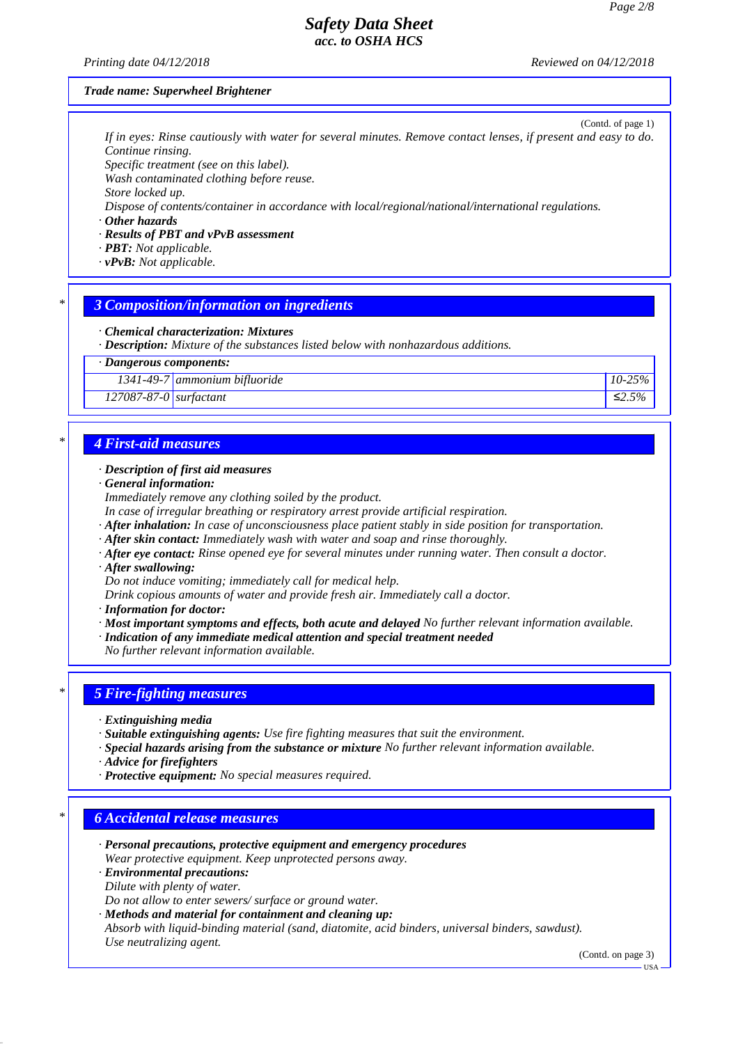*Trade name: Superwheel Brightener*

(Contd. of page 1)

*If in eyes: Rinse cautiously with water for several minutes. Remove contact lenses, if present and easy to do. Continue rinsing.*
*Specific treatment (see on this label).*
*Wash contaminated clothing before reuse.*
*Store locked up.*
*Dispose of contents/container in accordance with local/regional/national/international regulations.*

· ***Other hazards***
· ***Results of PBT and vPvB assessment***
· ***PBT:*** *Not applicable.*
· ***vPvB:*** *Not applicable.*

## * 3 Composition/information on ingredients

· ***Chemical characterization: Mixtures***
· ***Description:*** *Mixture of the substances listed below with nonhazardous additions.*

| · *Dangerous components:* | | |
|---|---|---|
| *1341-49-7* | *ammonium bifluoride* | *10-25%* |
| *127087-87-0* | *surfactant* | *≤2.5%* |

## * 4 First-aid measures

· ***Description of first aid measures***
· ***General information:***
*Immediately remove any clothing soiled by the product.*
*In case of irregular breathing or respiratory arrest provide artificial respiration.*
· ***After inhalation:*** *In case of unconsciousness place patient stably in side position for transportation.*
· ***After skin contact:*** *Immediately wash with water and soap and rinse thoroughly.*
· ***After eye contact:*** *Rinse opened eye for several minutes under running water. Then consult a doctor.*
· ***After swallowing:***
*Do not induce vomiting; immediately call for medical help.*
*Drink copious amounts of water and provide fresh air. Immediately call a doctor.*
· ***Information for doctor:***
· ***Most important symptoms and effects, both acute and delayed*** *No further relevant information available.*
· ***Indication of any immediate medical attention and special treatment needed***
*No further relevant information available.*

## * 5 Fire-fighting measures

· ***Extinguishing media***
· ***Suitable extinguishing agents:*** *Use fire fighting measures that suit the environment.*
· ***Special hazards arising from the substance or mixture*** *No further relevant information available.*
· ***Advice for firefighters***
· ***Protective equipment:*** *No special measures required.*

## * 6 Accidental release measures

· ***Personal precautions, protective equipment and emergency procedures***
*Wear protective equipment. Keep unprotected persons away.*
· ***Environmental precautions:***
*Dilute with plenty of water.*
*Do not allow to enter sewers/ surface or ground water.*
· ***Methods and material for containment and cleaning up:***
*Absorb with liquid-binding material (sand, diatomite, acid binders, universal binders, sawdust).*
*Use neutralizing agent.*

(Contd. on page 3)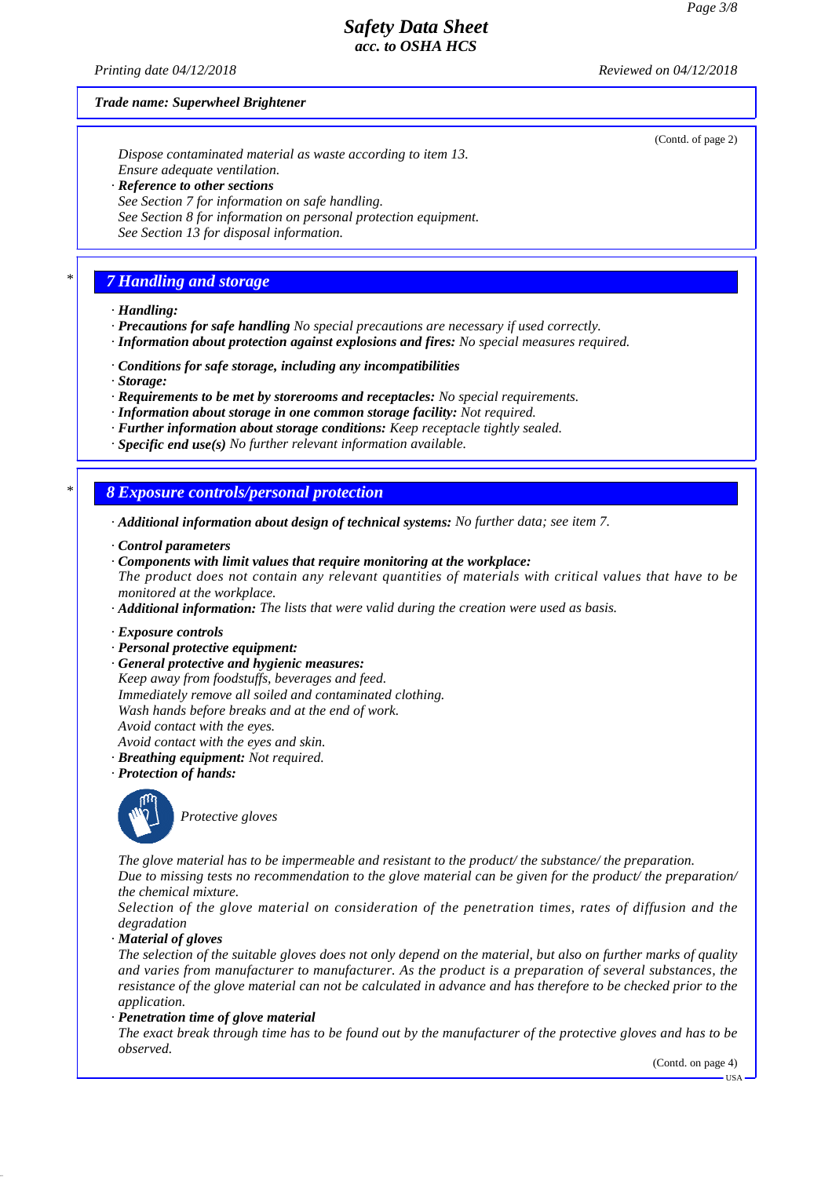(Contd. of page 2)

Dispose contaminated material as waste according to item 13.
Ensure adequate ventilation.

· **Reference to other sections**
See Section 7 for information on safe handling.
See Section 8 for information on personal protection equipment.
See Section 13 for disposal information.

## * 7 Handling and storage

· **Handling:**
· **Precautions for safe handling** No special precautions are necessary if used correctly.
· **Information about protection against explosions and fires:** No special measures required.

· **Conditions for safe storage, including any incompatibilities**
· **Storage:**
· **Requirements to be met by storerooms and receptacles:** No special requirements.
· **Information about storage in one common storage facility:** Not required.
· **Further information about storage conditions:** Keep receptacle tightly sealed.
· **Specific end use(s)** No further relevant information available.

## * 8 Exposure controls/personal protection

· **Additional information about design of technical systems:** No further data; see item 7.

· **Control parameters**
· **Components with limit values that require monitoring at the workplace:**
The product does not contain any relevant quantities of materials with critical values that have to be monitored at the workplace.
· **Additional information:** The lists that were valid during the creation were used as basis.

· **Exposure controls**
· **Personal protective equipment:**
· **General protective and hygienic measures:**
Keep away from foodstuffs, beverages and feed.
Immediately remove all soiled and contaminated clothing.
Wash hands before breaks and at the end of work.
Avoid contact with the eyes.
Avoid contact with the eyes and skin.
· **Breathing equipment:** Not required.
· **Protection of hands:**

Protective gloves

The glove material has to be impermeable and resistant to the product/ the substance/ the preparation.
Due to missing tests no recommendation to the glove material can be given for the product/ the preparation/ the chemical mixture.
Selection of the glove material on consideration of the penetration times, rates of diffusion and the degradation
· **Material of gloves**
The selection of the suitable gloves does not only depend on the material, but also on further marks of quality and varies from manufacturer to manufacturer. As the product is a preparation of several substances, the resistance of the glove material can not be calculated in advance and has therefore to be checked prior to the application.
· **Penetration time of glove material**
The exact break through time has to be found out by the manufacturer of the protective gloves and has to be observed.

(Contd. on page 4)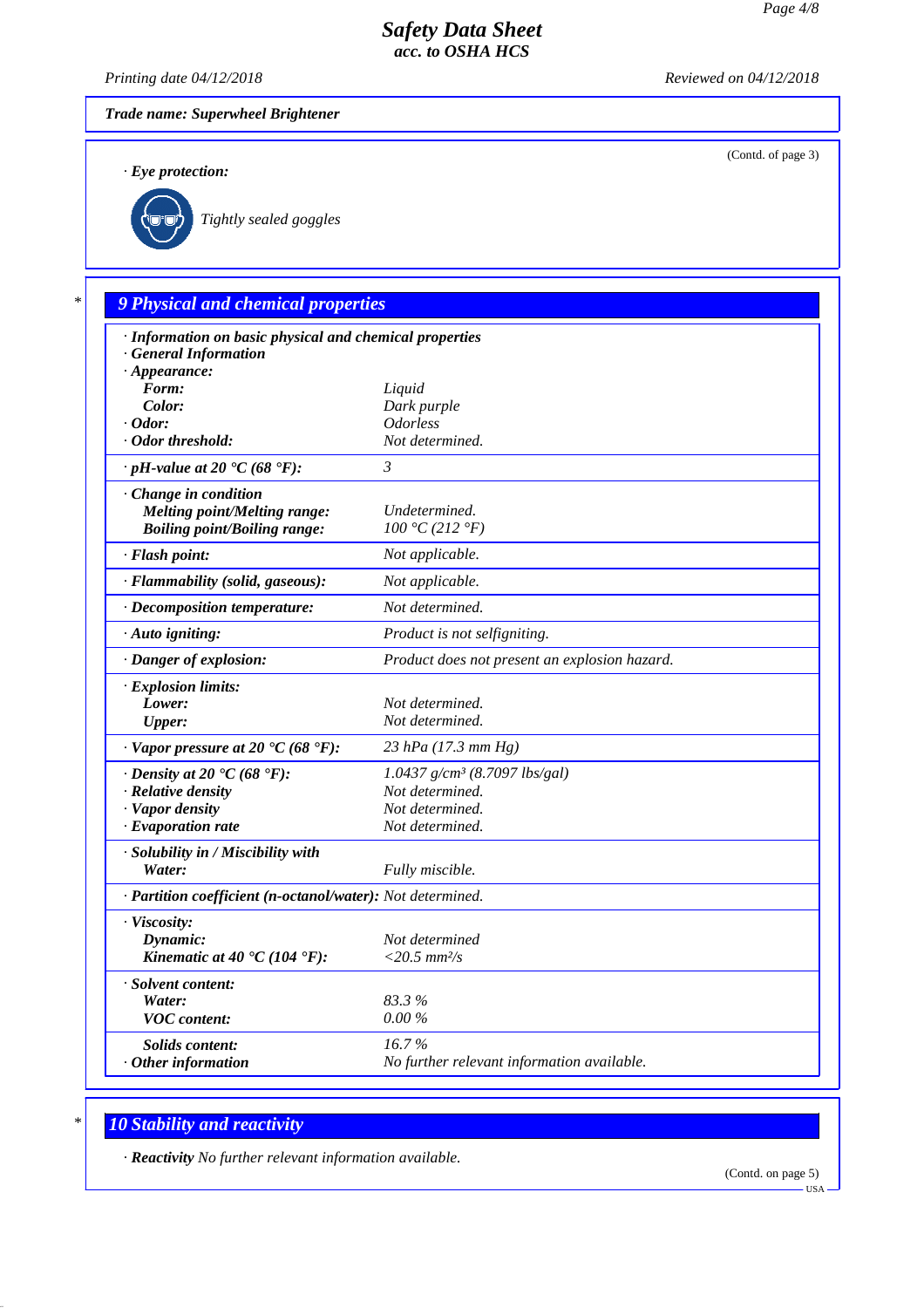*Trade name: Superwheel Brightener*

(Contd. of page 3)

· **Eye protection:**

Tightly sealed goggles

## 9 Physical and chemical properties

| | |
|---|---|
| · **Information on basic physical and chemical properties** | |
| · **General Information** | |
| · **Appearance:** | |
| **Form:** | Liquid |
| **Color:** | Dark purple |
| · **Odor:** | Odorless |
| · **Odor threshold:** | Not determined. |
| · **pH-value at 20 °C (68 °F):** | 3 |
| · **Change in condition** | |
| **Melting point/Melting range:** | Undetermined. |
| **Boiling point/Boiling range:** | 100 °C (212 °F) |
| · **Flash point:** | Not applicable. |
| · **Flammability (solid, gaseous):** | Not applicable. |
| · **Decomposition temperature:** | Not determined. |
| · **Auto igniting:** | Product is not selfigniting. |
| · **Danger of explosion:** | Product does not present an explosion hazard. |
| · **Explosion limits:** | |
| **Lower:** | Not determined. |
| **Upper:** | Not determined. |
| · **Vapor pressure at 20 °C (68 °F):** | 23 hPa (17.3 mm Hg) |
| · **Density at 20 °C (68 °F):** | 1.0437 g/cm³ (8.7097 lbs/gal) |
| · **Relative density** | Not determined. |
| · **Vapor density** | Not determined. |
| · **Evaporation rate** | Not determined. |
| · **Solubility in / Miscibility with** | |
| **Water:** | Fully miscible. |
| · **Partition coefficient (n-octanol/water):** | Not determined. |
| · **Viscosity:** | |
| **Dynamic:** | Not determined |
| **Kinematic at 40 °C (104 °F):** | <20.5 mm²/s |
| · **Solvent content:** | |
| **Water:** | 83.3 % |
| **VOC content:** | 0.00 % |
| **Solids content:** | 16.7 % |
| · **Other information** | No further relevant information available. |

## 10 Stability and reactivity

· **Reactivity** No further relevant information available.

(Contd. on page 5)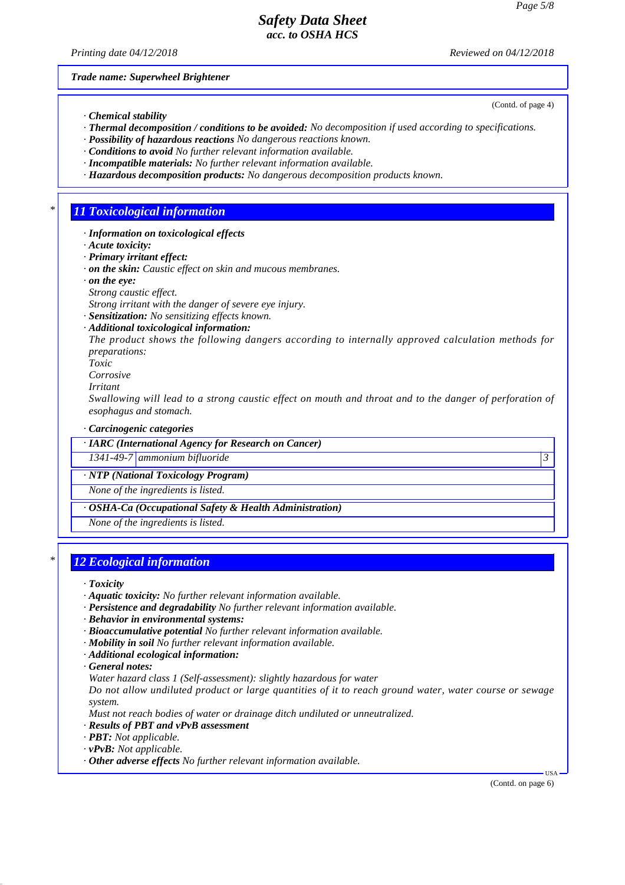Trade name: Superwheel Brightener

(Contd. of page 4)

· **Chemical stability**
· ***Thermal decomposition / conditions to be avoided:*** *No decomposition if used according to specifications.*
· ***Possibility of hazardous reactions*** *No dangerous reactions known.*
· ***Conditions to avoid*** *No further relevant information available.*
· ***Incompatible materials:*** *No further relevant information available.*
· ***Hazardous decomposition products:*** *No dangerous decomposition products known.*

## * 11 Toxicological information

· ***Information on toxicological effects***
· ***Acute toxicity:***
· ***Primary irritant effect:***
· ***on the skin:*** *Caustic effect on skin and mucous membranes.*
· ***on the eye:***
*Strong caustic effect.*
*Strong irritant with the danger of severe eye injury.*
· ***Sensitization:*** *No sensitizing effects known.*
· ***Additional toxicological information:***
*The product shows the following dangers according to internally approved calculation methods for preparations:*
*Toxic*
*Corrosive*
*Irritant*
*Swallowing will lead to a strong caustic effect on mouth and throat and to the danger of perforation of esophagus and stomach.*

· ***Carcinogenic categories***

| · IARC (International Agency for Research on Cancer) | | |
|---|---|---|
| 1341-49-7 | ammonium bifluoride | 3 |

| · NTP (National Toxicology Program) |
|---|
| None of the ingredients is listed. |

| · OSHA-Ca (Occupational Safety & Health Administration) |
|---|
| None of the ingredients is listed. |

## * 12 Ecological information

· ***Toxicity***
· ***Aquatic toxicity:*** *No further relevant information available.*
· ***Persistence and degradability*** *No further relevant information available.*
· ***Behavior in environmental systems:***
· ***Bioaccumulative potential*** *No further relevant information available.*
· ***Mobility in soil*** *No further relevant information available.*
· ***Additional ecological information:***
· ***General notes:***
*Water hazard class 1 (Self-assessment): slightly hazardous for water*
*Do not allow undiluted product or large quantities of it to reach ground water, water course or sewage system.*
*Must not reach bodies of water or drainage ditch undiluted or unneutralized.*
· ***Results of PBT and vPvB assessment***
· ***PBT:*** *Not applicable.*
· ***vPvB:*** *Not applicable.*
· ***Other adverse effects*** *No further relevant information available.*

(Contd. on page 6)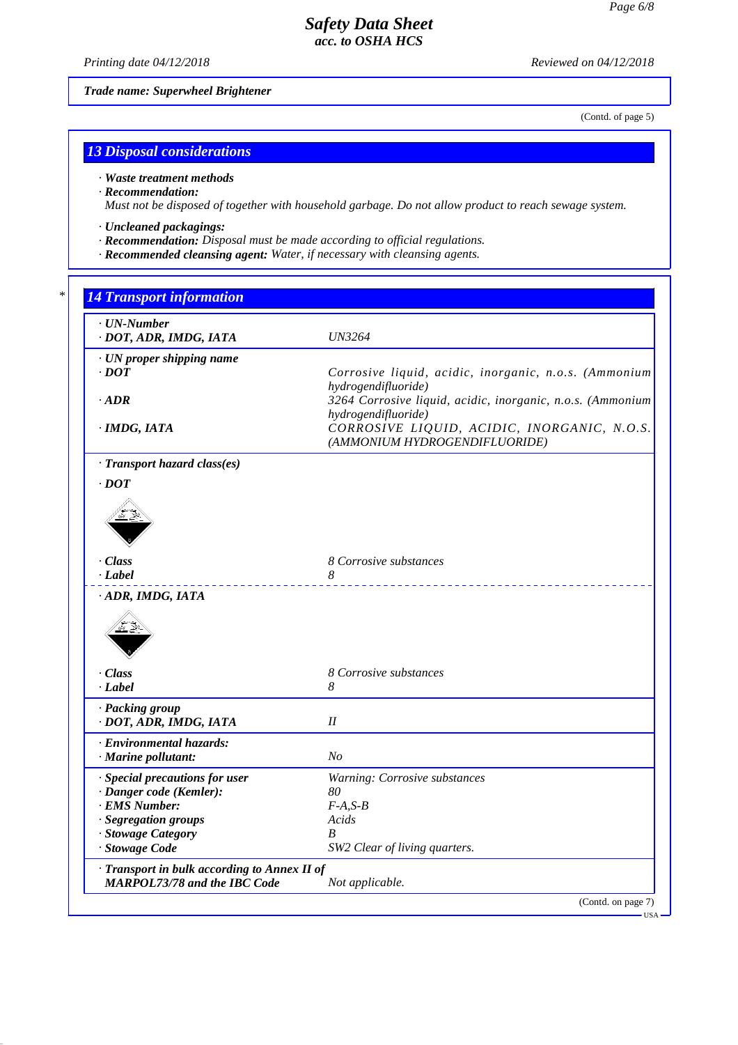Trade name: Superwheel Brightener

(Contd. of page 5)

## 13 Disposal considerations

· **Waste treatment methods**
· **Recommendation:**
Must not be disposed of together with household garbage. Do not allow product to reach sewage system.

· **Uncleaned packagings:**
· **Recommendation:** Disposal must be made according to official regulations.
· **Recommended cleansing agent:** Water, if necessary with cleansing agents.

## 14 Transport information

| | |
|---|---|
| · **UN-Number** | |
| · **DOT, ADR, IMDG, IATA** | UN3264 |
| · **UN proper shipping name** | |
| · **DOT** | Corrosive liquid, acidic, inorganic, n.o.s. (Ammonium hydrogendifluoride) |
| · **ADR** | 3264 Corrosive liquid, acidic, inorganic, n.o.s. (Ammonium hydrogendifluoride) |
| · **IMDG, IATA** | CORROSIVE LIQUID, ACIDIC, INORGANIC, N.O.S. (AMMONIUM HYDROGENDIFLUORIDE) |
| · **Transport hazard class(es)** | |
| · **DOT** | |
| · **Class** | 8 Corrosive substances |
| · **Label** | 8 |
| · **ADR, IMDG, IATA** | |
| · **Class** | 8 Corrosive substances |
| · **Label** | 8 |
| · **Packing group** | |
| · **DOT, ADR, IMDG, IATA** | II |
| · **Environmental hazards:** | |
| · **Marine pollutant:** | No |
| · **Special precautions for user** | Warning: Corrosive substances |
| · **Danger code (Kemler):** | 80 |
| · **EMS Number:** | F-A,S-B |
| · **Segregation groups** | Acids |
| · **Stowage Category** | B |
| · **Stowage Code** | SW2 Clear of living quarters. |
| · **Transport in bulk according to Annex II of MARPOL73/78 and the IBC Code** | Not applicable. |

(Contd. on page 7)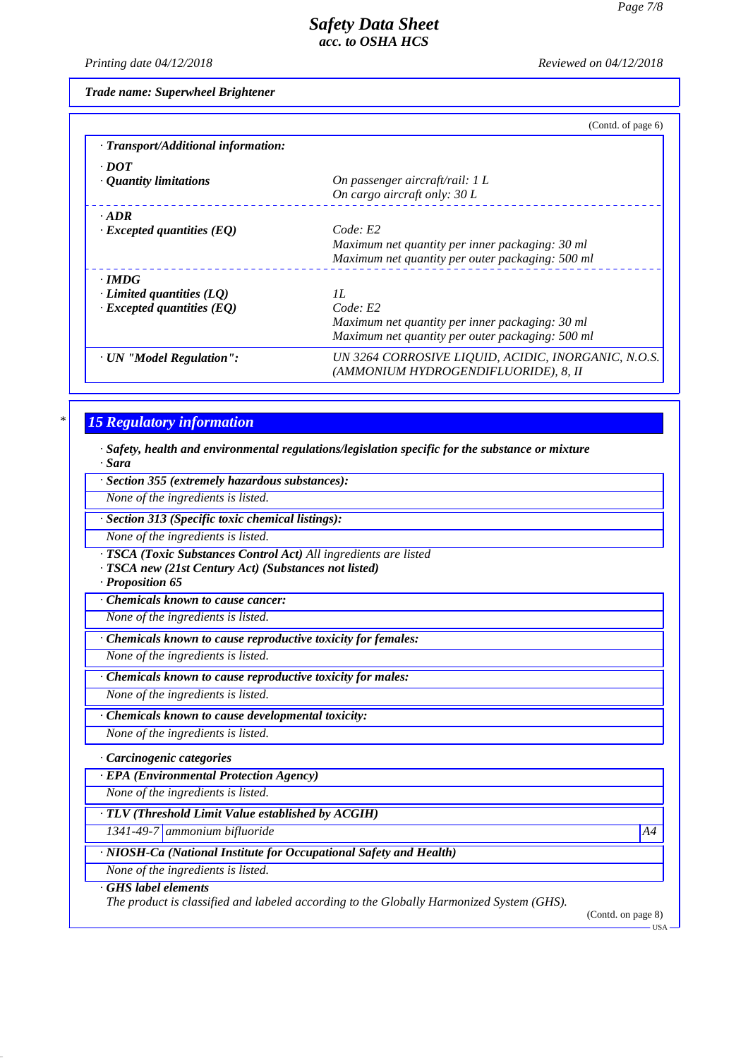Trade name: Superwheel Brightener

(Contd. of page 6)

**· Transport/Additional information:**

| | |
|---|---|
| **· DOT** | |
| **· Quantity limitations** | On passenger aircraft/rail: 1 L<br>On cargo aircraft only: 30 L |
| **· ADR** | |
| **· Excepted quantities (EQ)** | Code: E2<br>Maximum net quantity per inner packaging: 30 ml<br>Maximum net quantity per outer packaging: 500 ml |
| **· IMDG** | |
| **· Limited quantities (LQ)** | 1L |
| **· Excepted quantities (EQ)** | Code: E2<br>Maximum net quantity per inner packaging: 30 ml<br>Maximum net quantity per outer packaging: 500 ml |
| **· UN "Model Regulation":** | UN 3264 CORROSIVE LIQUID, ACIDIC, INORGANIC, N.O.S. (AMMONIUM HYDROGENDIFLUORIDE), 8, II |

## 15 Regulatory information

**· Safety, health and environmental regulations/legislation specific for the substance or mixture**

**· Sara**

**· Section 355 (extremely hazardous substances):**

None of the ingredients is listed.

**· Section 313 (Specific toxic chemical listings):**

None of the ingredients is listed.

**· TSCA (Toxic Substances Control Act)** All ingredients are listed

**· TSCA new (21st Century Act) (Substances not listed)**

**· Proposition 65**

**· Chemicals known to cause cancer:**

None of the ingredients is listed.

**· Chemicals known to cause reproductive toxicity for females:**

None of the ingredients is listed.

**· Chemicals known to cause reproductive toxicity for males:**

None of the ingredients is listed.

**· Chemicals known to cause developmental toxicity:**

None of the ingredients is listed.

**· Carcinogenic categories**

**· EPA (Environmental Protection Agency)**

None of the ingredients is listed.

**· TLV (Threshold Limit Value established by ACGIH)**

| | | |
|---|---|---|
| 1341-49-7 | ammonium bifluoride | A4 |

**· NIOSH-Ca (National Institute for Occupational Safety and Health)**

None of the ingredients is listed.

**· GHS label elements**

The product is classified and labeled according to the Globally Harmonized System (GHS).

(Contd. on page 8)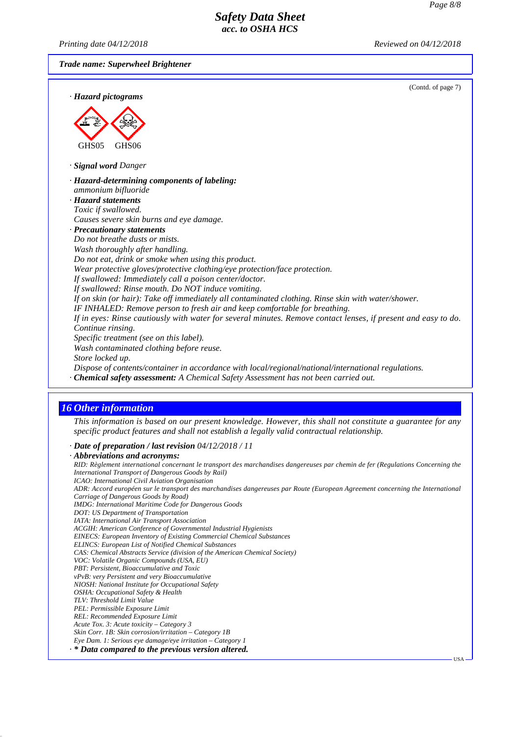**Trade name: Superwheel Brightener**

(Contd. of page 7)

· **Hazard pictograms**

GHS05 GHS06

· **Signal word** Danger

· **Hazard-determining components of labeling:**
ammonium bifluoride

· **Hazard statements**
Toxic if swallowed.
Causes severe skin burns and eye damage.

· **Precautionary statements**
Do not breathe dusts or mists.
Wash thoroughly after handling.
Do not eat, drink or smoke when using this product.
Wear protective gloves/protective clothing/eye protection/face protection.
If swallowed: Immediately call a poison center/doctor.
If swallowed: Rinse mouth. Do NOT induce vomiting.
If on skin (or hair): Take off immediately all contaminated clothing. Rinse skin with water/shower.
IF INHALED: Remove person to fresh air and keep comfortable for breathing.
If in eyes: Rinse cautiously with water for several minutes. Remove contact lenses, if present and easy to do. Continue rinsing.
Specific treatment (see on this label).
Wash contaminated clothing before reuse.
Store locked up.
Dispose of contents/container in accordance with local/regional/national/international regulations.

· **Chemical safety assessment:** A Chemical Safety Assessment has not been carried out.

## 16 Other information

This information is based on our present knowledge. However, this shall not constitute a guarantee for any specific product features and shall not establish a legally valid contractual relationship.

· **Date of preparation / last revision** 04/12/2018 / 11

· **Abbreviations and acronyms:**
RID: Règlement international concernant le transport des marchandises dangereuses par chemin de fer (Regulations Concerning the International Transport of Dangerous Goods by Rail)
ICAO: International Civil Aviation Organisation
ADR: Accord européen sur le transport des marchandises dangereuses par Route (European Agreement concerning the International Carriage of Dangerous Goods by Road)
IMDG: International Maritime Code for Dangerous Goods
DOT: US Department of Transportation
IATA: International Air Transport Association
ACGIH: American Conference of Governmental Industrial Hygienists
EINECS: European Inventory of Existing Commercial Chemical Substances
ELINCS: European List of Notified Chemical Substances
CAS: Chemical Abstracts Service (division of the American Chemical Society)
VOC: Volatile Organic Compounds (USA, EU)
PBT: Persistent, Bioaccumulative and Toxic
vPvB: very Persistent and very Bioaccumulative
NIOSH: National Institute for Occupational Safety
OSHA: Occupational Safety & Health
TLV: Threshold Limit Value
PEL: Permissible Exposure Limit
REL: Recommended Exposure Limit
Acute Tox. 3: Acute toxicity – Category 3
Skin Corr. 1B: Skin corrosion/irritation – Category 1B
Eye Dam. 1: Serious eye damage/eye irritation – Category 1

· *** Data compared to the previous version altered.**

USA